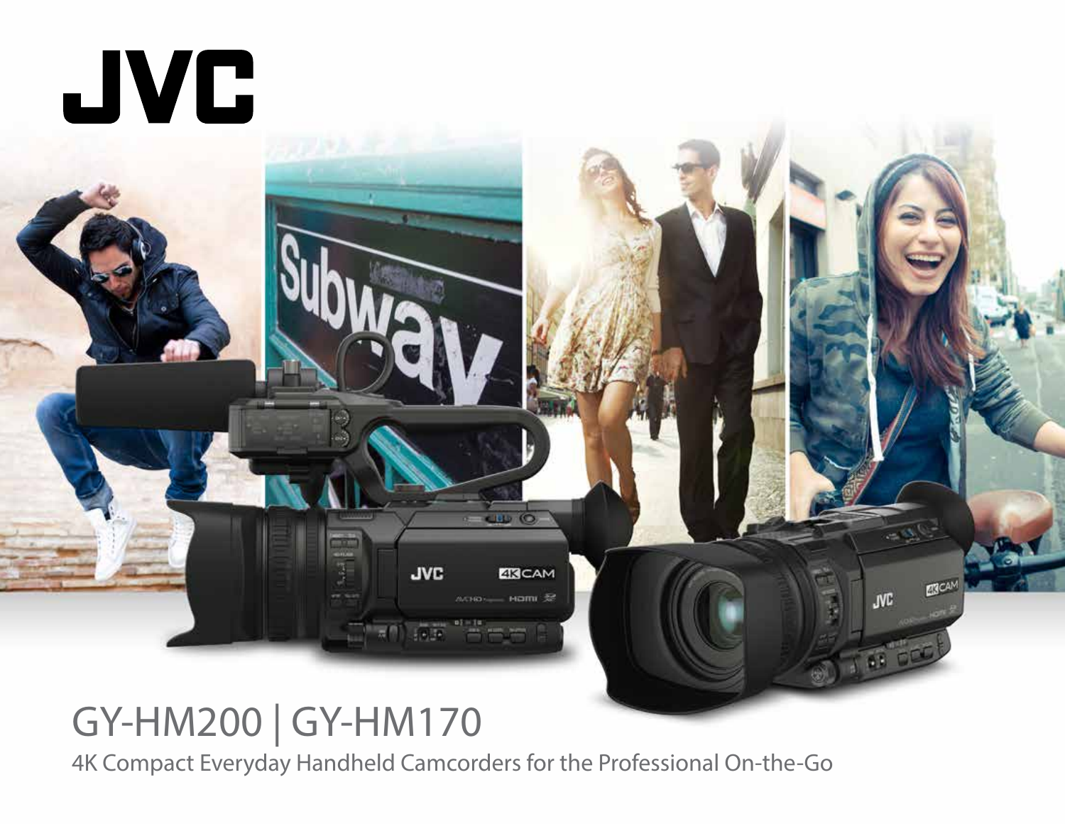# JVC

## GY-HM200 | GY-HM170

4K Compact Everyday Handheld Camcorders for the Professional On-the-Go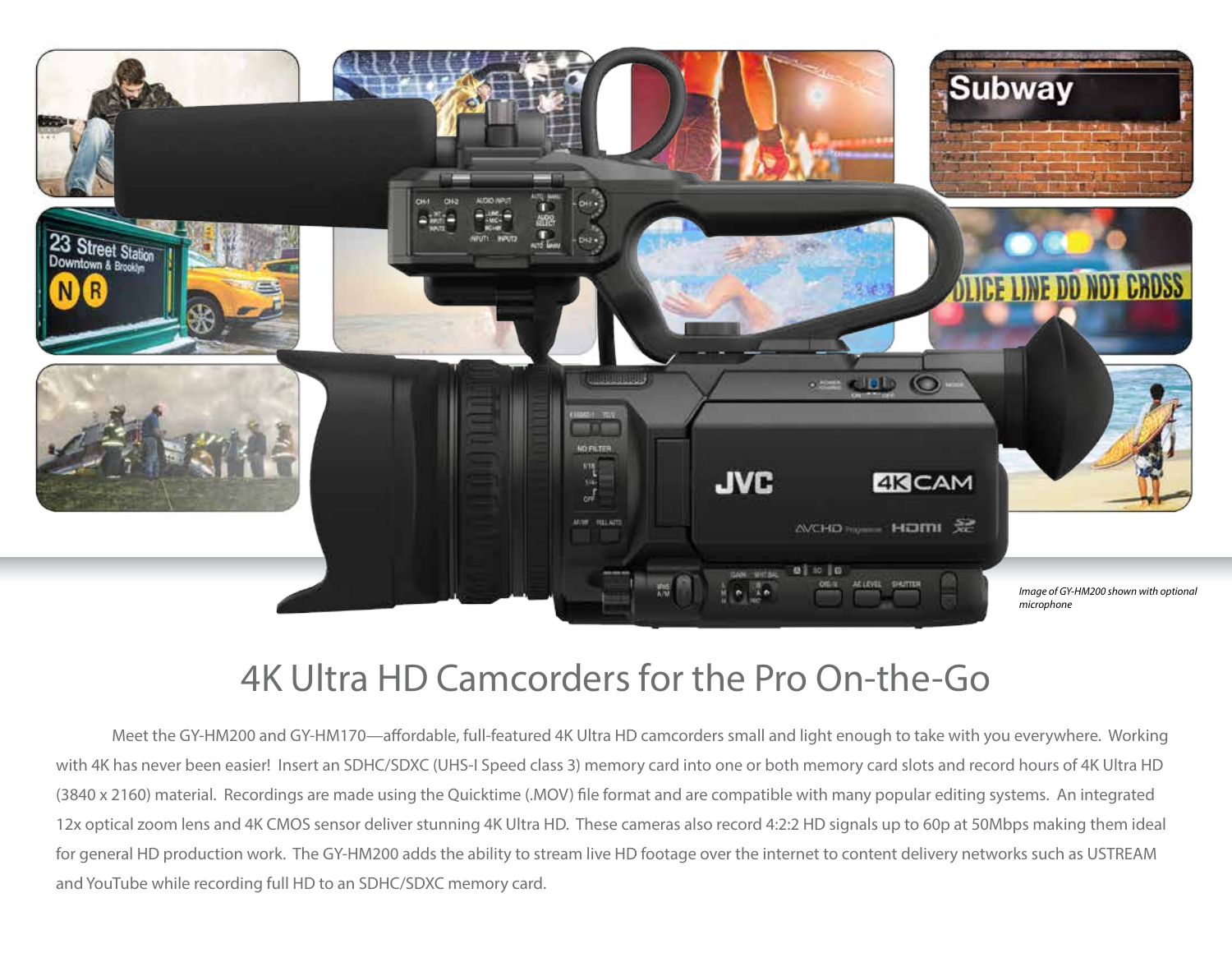*Image of GY-HM200 shown with optional microphone*

# 4K Ultra HD Camcorders for the Pro On-the-Go

Meet the GY-HM200 and GY-HM170—affordable, full-featured 4K Ultra HD camcorders small and light enough to take with you everywhere. Working with 4K has never been easier! Insert an SDHC/SDXC (UHS-I Speed class 3) memory card into one or both memory card slots and record hours of 4K Ultra HD (3840 x 2160) material. Recordings are made using the Quicktime (.MOV) file format and are compatible with many popular editing systems. An integrated 12x optical zoom lens and 4K CMOS sensor deliver stunning 4K Ultra HD. These cameras also record 4:2:2 HD signals up to 60p at 50Mbps making them ideal for general HD production work. The GY-HM200 adds the ability to stream live HD footage over the internet to content delivery networks such as USTREAM and YouTube while recording full HD to an SDHC/SDXC memory card.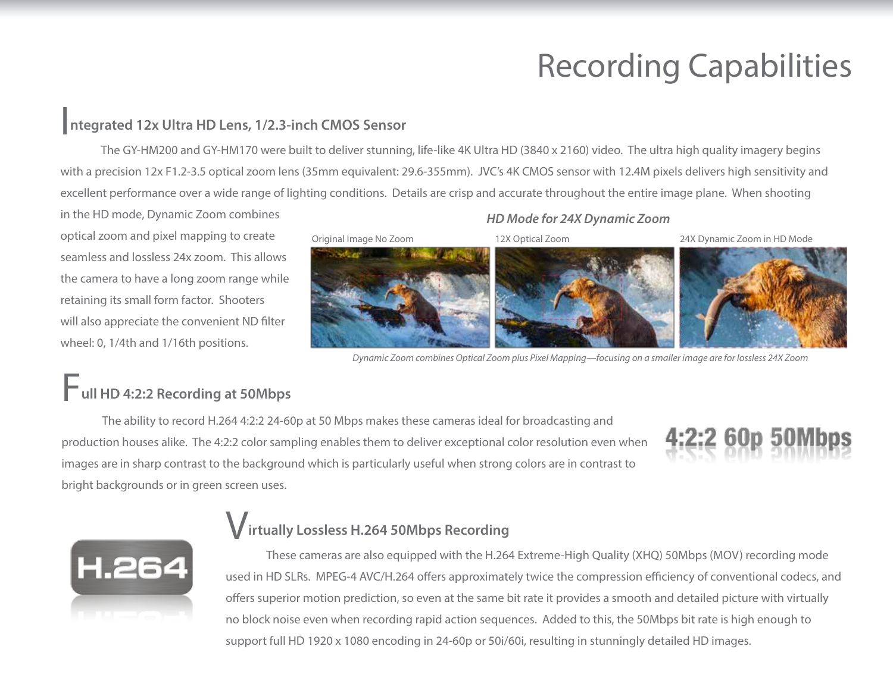# Recording Capabilities

## Integrated 12x Ultra HD Lens, 1/2.3-inch CMOS Sensor

The GY-HM200 and GY-HM170 were built to deliver stunning, life-like 4K Ultra HD (3840 x 2160) video. The ultra high quality imagery begins with a precision 12x F1.2-3.5 optical zoom lens (35mm equivalent: 29.6-355mm). JVC's 4K CMOS sensor with 12.4M pixels delivers high sensitivity and excellent performance over a wide range of lighting conditions. Details are crisp and accurate throughout the entire image plane. When shooting in the HD mode, Dynamic Zoom combines optical zoom and pixel mapping to create seamless and lossless 24x zoom. This allows the camera to have a long zoom range while retaining its small form factor. Shooters will also appreciate the convenient ND filter wheel: 0, 1/4th and 1/16th positions.

***HD Mode for 24X Dynamic Zoom***

Original Image No Zoom | 12X Optical Zoom | 24X Dynamic Zoom in HD Mode

*Dynamic Zoom combines Optical Zoom plus Pixel Mapping—focusing on a smaller image are for lossless 24X Zoom*

## Full HD 4:2:2 Recording at 50Mbps

The ability to record H.264 4:2:2 24-60p at 50 Mbps makes these cameras ideal for broadcasting and production houses alike. The 4:2:2 color sampling enables them to deliver exceptional color resolution even when images are in sharp contrast to the background which is particularly useful when strong colors are in contrast to bright backgrounds or in green screen uses.

4:2:2 60p 50Mbps

## Virtually Lossless H.264 50Mbps Recording

H.264

These cameras are also equipped with the H.264 Extreme-High Quality (XHQ) 50Mbps (MOV) recording mode used in HD SLRs. MPEG-4 AVC/H.264 offers approximately twice the compression efficiency of conventional codecs, and offers superior motion prediction, so even at the same bit rate it provides a smooth and detailed picture with virtually no block noise even when recording rapid action sequences. Added to this, the 50Mbps bit rate is high enough to support full HD 1920 x 1080 encoding in 24-60p or 50i/60i, resulting in stunningly detailed HD images.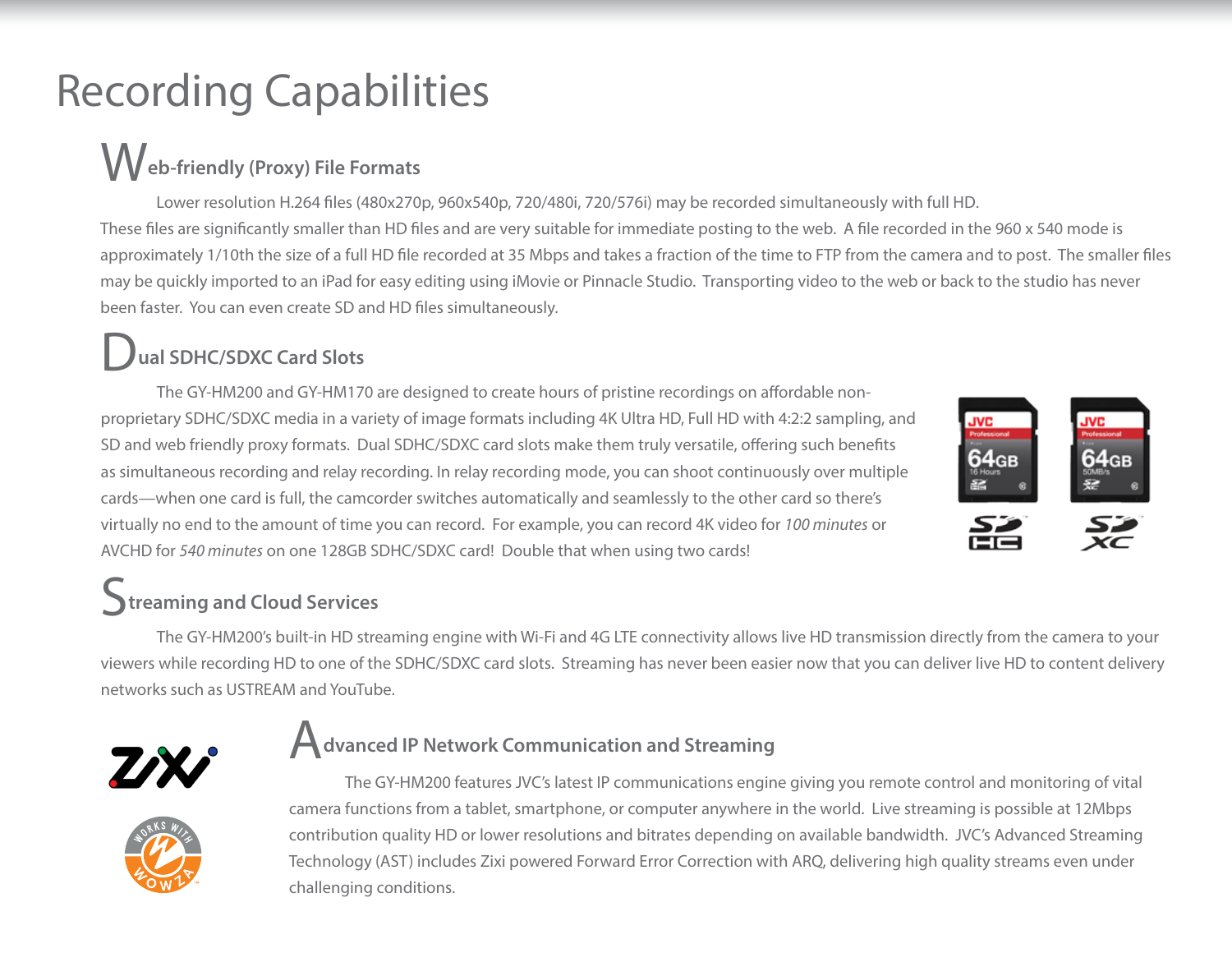# Recording Capabilities

## Web-friendly (Proxy) File Formats

Lower resolution H.264 files (480x270p, 960x540p, 720/480i, 720/576i) may be recorded simultaneously with full HD. These files are significantly smaller than HD files and are very suitable for immediate posting to the web. A file recorded in the 960 x 540 mode is approximately 1/10th the size of a full HD file recorded at 35 Mbps and takes a fraction of the time to FTP from the camera and to post. The smaller files may be quickly imported to an iPad for easy editing using iMovie or Pinnacle Studio. Transporting video to the web or back to the studio has never been faster. You can even create SD and HD files simultaneously.

## Dual SDHC/SDXC Card Slots

The GY-HM200 and GY-HM170 are designed to create hours of pristine recordings on affordable non-proprietary SDHC/SDXC media in a variety of image formats including 4K Ultra HD, Full HD with 4:2:2 sampling, and SD and web friendly proxy formats. Dual SDHC/SDXC card slots make them truly versatile, offering such benefits as simultaneous recording and relay recording. In relay recording mode, you can shoot continuously over multiple cards—when one card is full, the camcorder switches automatically and seamlessly to the other card so there's virtually no end to the amount of time you can record. For example, you can record 4K video for *100 minutes* or AVCHD for *540 minutes* on one 128GB SDHC/SDXC card! Double that when using two cards!

## Streaming and Cloud Services

The GY-HM200's built-in HD streaming engine with Wi-Fi and 4G LTE connectivity allows live HD transmission directly from the camera to your viewers while recording HD to one of the SDHC/SDXC card slots. Streaming has never been easier now that you can deliver live HD to content delivery networks such as USTREAM and YouTube.

## Advanced IP Network Communication and Streaming

The GY-HM200 features JVC's latest IP communications engine giving you remote control and monitoring of vital camera functions from a tablet, smartphone, or computer anywhere in the world. Live streaming is possible at 12Mbps contribution quality HD or lower resolutions and bitrates depending on available bandwidth. JVC's Advanced Streaming Technology (AST) includes Zixi powered Forward Error Correction with ARQ, delivering high quality streams even under challenging conditions.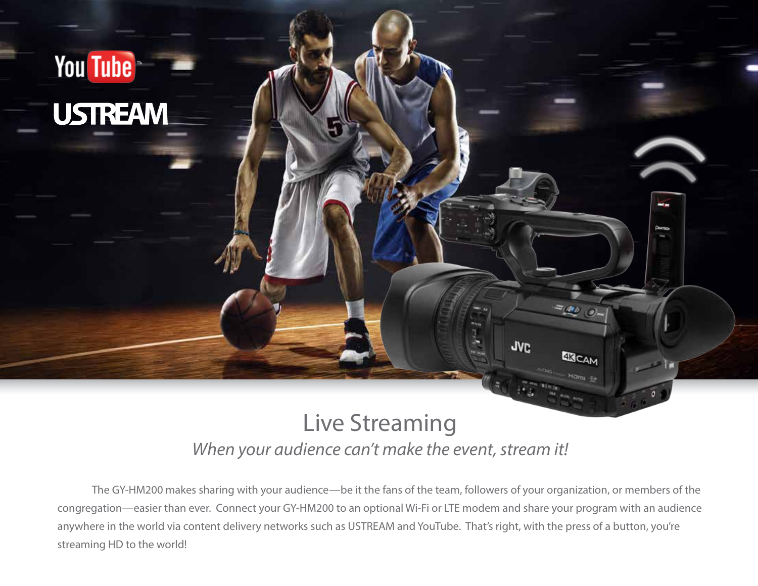# Live Streaming

*When your audience can't make the event, stream it!*

The GY-HM200 makes sharing with your audience—be it the fans of the team, followers of your organization, or members of the congregation—easier than ever. Connect your GY-HM200 to an optional Wi-Fi or LTE modem and share your program with an audience anywhere in the world via content delivery networks such as USTREAM and YouTube. That's right, with the press of a button, you're streaming HD to the world!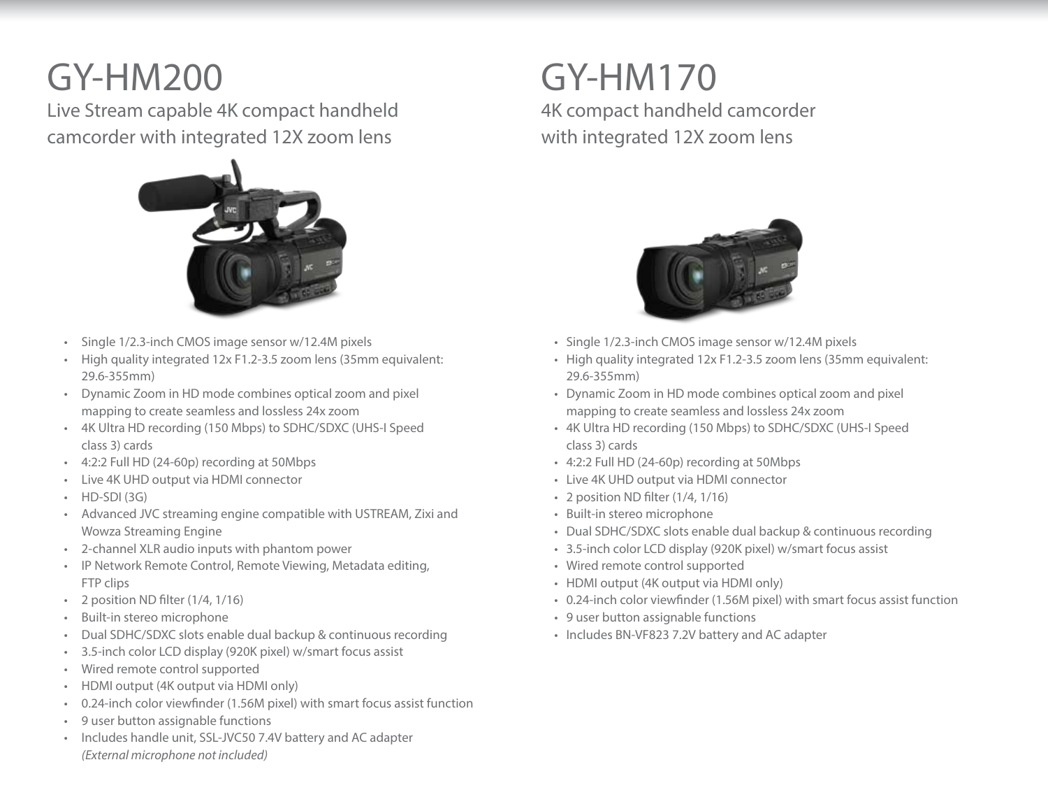# GY-HM200

Live Stream capable 4K compact handheld camcorder with integrated 12X zoom lens

- Single 1/2.3-inch CMOS image sensor w/12.4M pixels
- High quality integrated 12x F1.2-3.5 zoom lens (35mm equivalent: 29.6-355mm)
- Dynamic Zoom in HD mode combines optical zoom and pixel mapping to create seamless and lossless 24x zoom
- 4K Ultra HD recording (150 Mbps) to SDHC/SDXC (UHS-I Speed class 3) cards
- 4:2:2 Full HD (24-60p) recording at 50Mbps
- Live 4K UHD output via HDMI connector
- HD-SDI (3G)
- Advanced JVC streaming engine compatible with USTREAM, Zixi and Wowza Streaming Engine
- 2-channel XLR audio inputs with phantom power
- IP Network Remote Control, Remote Viewing, Metadata editing, FTP clips
- 2 position ND filter (1/4, 1/16)
- Built-in stereo microphone
- Dual SDHC/SDXC slots enable dual backup & continuous recording
- 3.5-inch color LCD display (920K pixel) w/smart focus assist
- Wired remote control supported
- HDMI output (4K output via HDMI only)
- 0.24-inch color viewfinder (1.56M pixel) with smart focus assist function
- 9 user button assignable functions
- Includes handle unit, SSL-JVC50 7.4V battery and AC adapter *(External microphone not included)*

# GY-HM170

4K compact handheld camcorder with integrated 12X zoom lens

- Single 1/2.3-inch CMOS image sensor w/12.4M pixels
- High quality integrated 12x F1.2-3.5 zoom lens (35mm equivalent: 29.6-355mm)
- Dynamic Zoom in HD mode combines optical zoom and pixel mapping to create seamless and lossless 24x zoom
- 4K Ultra HD recording (150 Mbps) to SDHC/SDXC (UHS-I Speed class 3) cards
- 4:2:2 Full HD (24-60p) recording at 50Mbps
- Live 4K UHD output via HDMI connector
- 2 position ND filter (1/4, 1/16)
- Built-in stereo microphone
- Dual SDHC/SDXC slots enable dual backup & continuous recording
- 3.5-inch color LCD display (920K pixel) w/smart focus assist
- Wired remote control supported
- HDMI output (4K output via HDMI only)
- 0.24-inch color viewfinder (1.56M pixel) with smart focus assist function
- 9 user button assignable functions
- Includes BN-VF823 7.2V battery and AC adapter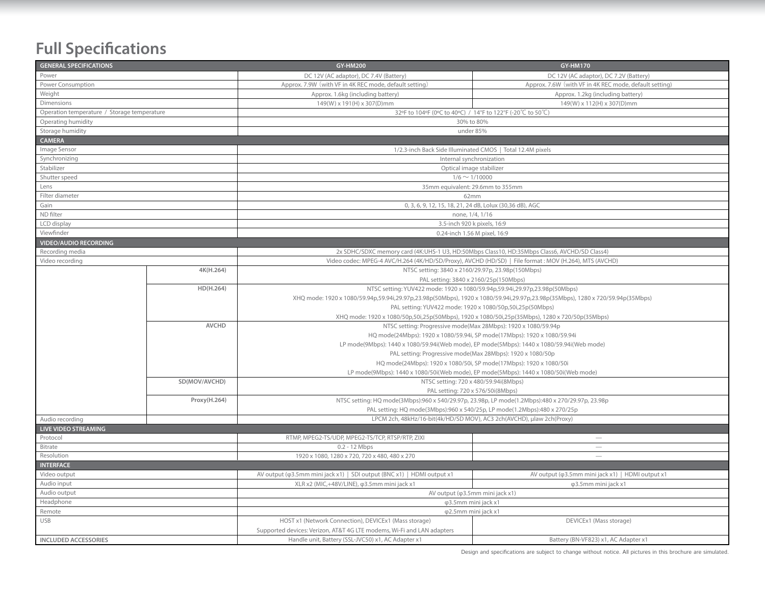# Full Specifications

| GENERAL SPECIFICATIONS | | GY-HM200 | GY-HM170 |
|---|---|---|---|
| Power | | DC 12V (AC adaptor), DC 7.4V (Battery) | DC 12V (AC adaptor), DC 7.2V (Battery) |
| Power Consumption | | Approx. 7.9W (with VF in 4K REC mode, default setting) | Approx. 7.6W (with VF in 4K REC mode, default setting) |
| Weight | | Approx. 1.6kg (including battery) | Approx. 1.2kg (including battery) |
| Dimensions | | 149(W) x 191(H) x 307(D)mm | 149(W) x 112(H) x 307(D)mm |
| Operation temperature / Storage temperature | | 32ºF to 104ºF (0ºC to 40ºC) / 14°F to 122°F (-20℃ to 50℃) | |
| Operating humidity | | 30% to 80% | |
| Storage humidity | | under 85% | |
| **CAMERA** | | | |
| Image Sensor | | 1/2.3-inch Back Side Illuminated CMOS \| Total 12.4M pixels | |
| Synchronizing | | Internal synchronization | |
| Stabilizer | | Optical image stabilizer | |
| Shutter speed | | 1/6 ~ 1/10000 | |
| Lens | | 35mm equivalent: 29.6mm to 355mm | |
| Filter diameter | | 62mm | |
| Gain | | 0, 3, 6, 9, 12, 15, 18, 21, 24 dB, Lolux (30,36 dB), AGC | |
| ND filter | | none, 1/4, 1/16 | |
| LCD display | | 3.5-inch 920 k pixels, 16:9 | |
| Viewfinder | | 0.24-inch 1.56 M pixel, 16:9 | |
| **VIDEO/AUDIO RECORDING** | | | |
| Recording media | | 2x SDHC/SDXC memory card (4K:UHS-1 U3, HD:50Mbps Class10, HD:35Mbps Class6, AVCHD/SD Class4) | |
| Video recording | | Video codec: MPEG-4 AVC/H.264 (4K/HD/SD/Proxy), AVCHD (HD/SD) \| File format : MOV (H.264), MTS (AVCHD) | |
| | 4K(H.264) | NTSC setting: 3840 x 2160/29.97p, 23.98p(150Mbps)<br>PAL setting: 3840 x 2160/25p(150Mbps) | |
| | HD(H.264) | NTSC setting: YUV422 mode: 1920 x 1080/59.94p,59.94i,29.97p,23.98p(50Mbps)<br>XHQ mode: 1920 x 1080/59.94p,59.94i,29.97p,23.98p(50Mbps), 1920 x 1080/59.94i,29.97p,23.98p(35Mbps), 1280 x 720/59.94p(35Mbps)<br>PAL setting: YUV422 mode: 1920 x 1080/50p,50i,25p(50Mbps)<br>XHQ mode: 1920 x 1080/50p,50i,25p(50Mbps), 1920 x 1080/50i,25p(35Mbps), 1280 x 720/50p(35Mbps) | |
| | AVCHD | NTSC setting: Progressive mode(Max 28Mbps): 1920 x 1080/59.94p<br>HQ mode(24Mbps): 1920 x 1080/59.94i, SP mode(17Mbps): 1920 x 1080/59.94i<br>LP mode(9Mbps): 1440 x 1080/59.94i(Web mode), EP mode(5Mbps): 1440 x 1080/59.94i(Web mode)<br>PAL setting: Progressive mode(Max 28Mbps): 1920 x 1080/50p<br>HQ mode(24Mbps): 1920 x 1080/50i, SP mode(17Mbps): 1920 x 1080/50i<br>LP mode(9Mbps): 1440 x 1080/50i(Web mode), EP mode(5Mbps): 1440 x 1080/50i(Web mode) | |
| | SD(MOV/AVCHD) | NTSC setting: 720 x 480/59.94i(8Mbps)<br>PAL setting: 720 x 576/50i(8Mbps) | |
| | Proxy(H.264) | NTSC setting: HQ mode(3Mbps):960 x 540/29.97p, 23.98p, LP mode(1.2Mbps):480 x 270/29.97p, 23.98p<br>PAL setting: HQ mode(3Mbps):960 x 540/25p, LP mode(1.2Mbps):480 x 270/25p | |
| Audio recording | | LPCM 2ch, 48kHz/16-bit(4k/HD/SD MOV), AC3 2ch(AVCHD), μlaw 2ch(Proxy) | |
| **LIVE VIDEO STREAMING** | | | |
| Protocol | | RTMP, MPEG2-TS/UDP, MPEG2-TS/TCP, RTSP/RTP, ZIXI | — |
| Bitrate | | 0.2 - 12 Mbps | — |
| Resolution | | 1920 x 1080, 1280 x 720, 720 x 480, 480 x 270 | — |
| **INTERFACE** | | | |
| Video output | | AV output (φ3.5mm mini jack x1) \| SDI output (BNC x1) \| HDMI output x1 | AV output (φ3.5mm mini jack x1) \| HDMI output x1 |
| Audio input | | XLR x2 (MIC,+48V/LINE), φ3.5mm mini jack x1 | φ3.5mm mini jack x1 |
| Audio output | | AV output (φ3.5mm mini jack x1) | |
| Headphone | | φ3.5mm mini jack x1 | |
| Remote | | φ2.5mm mini jack x1 | |
| USB | | HOST x1 (Network Connection), DEVICEx1 (Mass storage)<br>Supported devices: Verizon, AT&T 4G LTE modems, Wi-Fi and LAN adapters | DEVICEx1 (Mass storage) |
| **INCLUDED ACCESSORIES** | | Handle unit, Battery (SSL-JVC50) x1, AC Adapter x1 | Battery (BN-VF823) x1, AC Adapter x1 |

Design and specifications are subject to change without notice. All pictures in this brochure are simulated.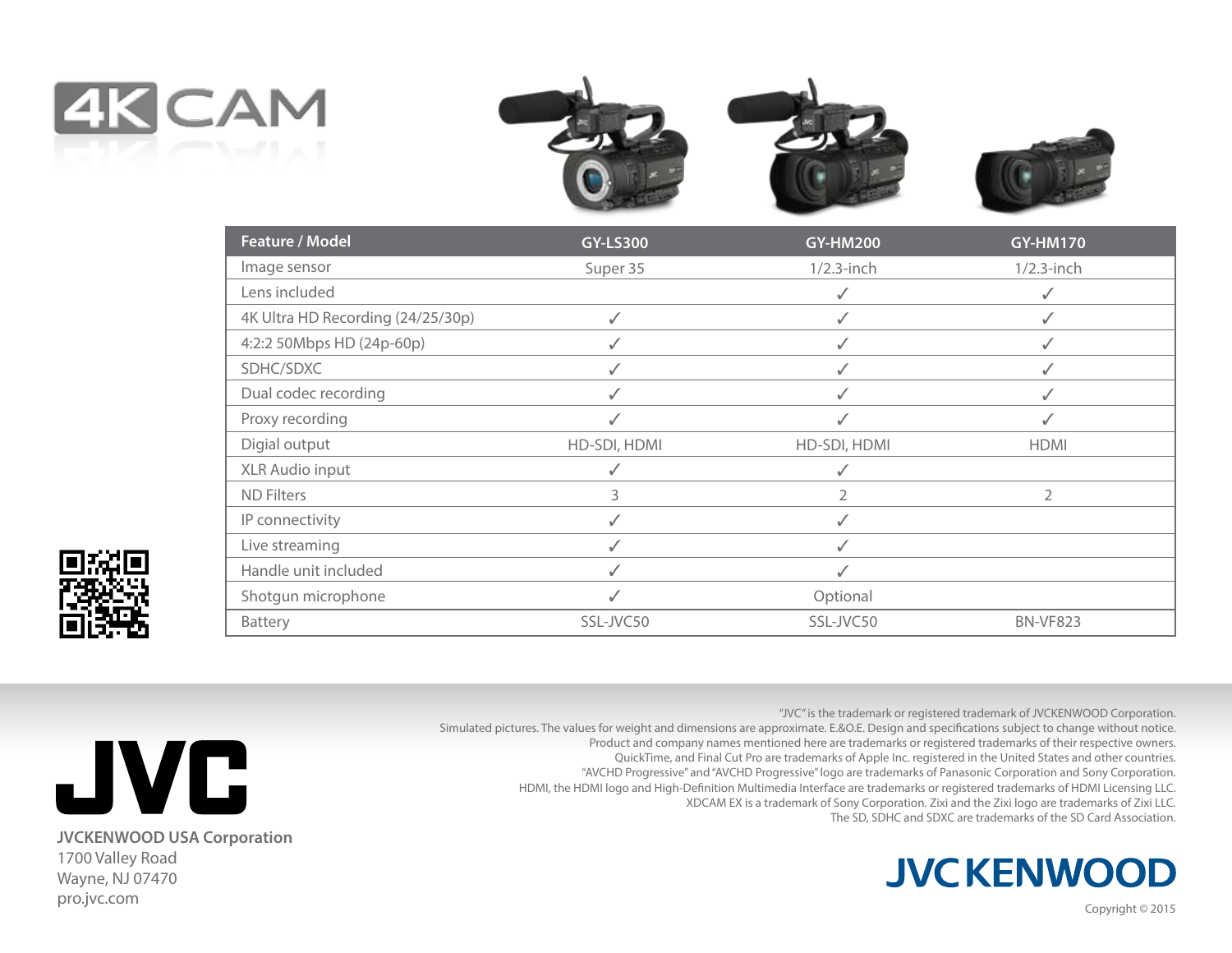# 4K CAM

| Feature / Model | GY-LS300 | GY-HM200 | GY-HM170 |
|---|---|---|---|
| Image sensor | Super 35 | 1/2.3-inch | 1/2.3-inch |
| Lens included | | ✓ | ✓ |
| 4K Ultra HD Recording (24/25/30p) | ✓ | ✓ | ✓ |
| 4:2:2 50Mbps HD (24p-60p) | ✓ | ✓ | ✓ |
| SDHC/SDXC | ✓ | ✓ | ✓ |
| Dual codec recording | ✓ | ✓ | ✓ |
| Proxy recording | ✓ | ✓ | ✓ |
| Digial output | HD-SDI, HDMI | HD-SDI, HDMI | HDMI |
| XLR Audio input | ✓ | ✓ | |
| ND Filters | 3 | 2 | 2 |
| IP connectivity | ✓ | ✓ | |
| Live streaming | ✓ | ✓ | |
| Handle unit included | ✓ | ✓ | |
| Shotgun microphone | ✓ | Optional | |
| Battery | SSL-JVC50 | SSL-JVC50 | BN-VF823 |

JVC

**JVCKENWOOD USA Corporation**
1700 Valley Road
Wayne, NJ 07470
pro.jvc.com

"JVC" is the trademark or registered trademark of JVCKENWOOD Corporation.
Simulated pictures. The values for weight and dimensions are approximate. E.&O.E. Design and specifications subject to change without notice.
Product and company names mentioned here are trademarks or registered trademarks of their respective owners.
QuickTime, and Final Cut Pro are trademarks of Apple Inc. registered in the United States and other countries.
"AVCHD Progressive" and "AVCHD Progressive" logo are trademarks of Panasonic Corporation and Sony Corporation.
HDMI, the HDMI logo and High-Definition Multimedia Interface are trademarks or registered trademarks of HDMI Licensing LLC.
XDCAM EX is a trademark of Sony Corporation. Zixi and the Zixi logo are trademarks of Zixi LLC.
The SD, SDHC and SDXC are trademarks of the SD Card Association.

JVCKENWOOD

Copyright © 2015